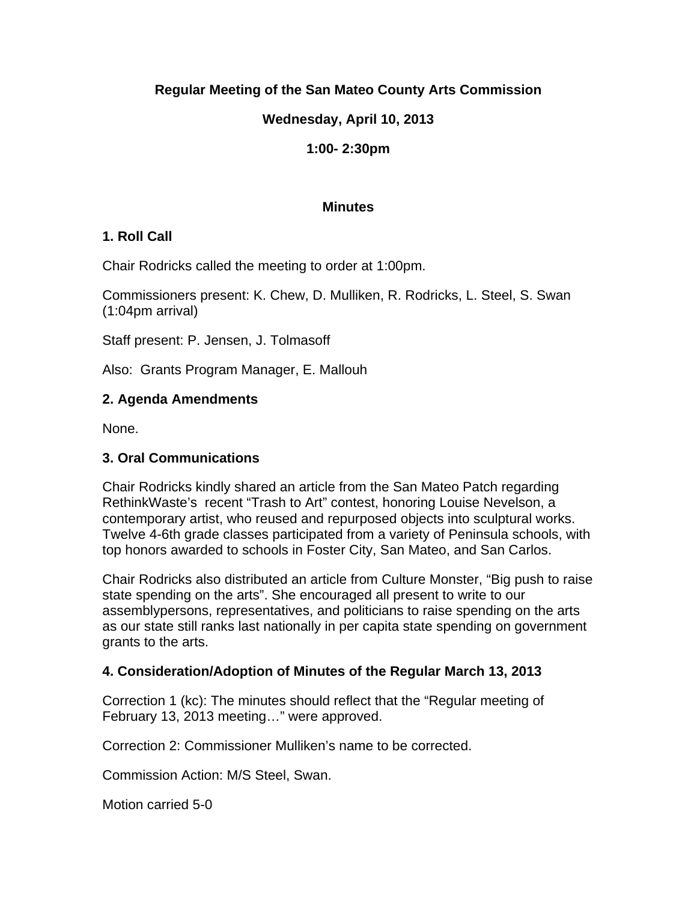**Regular Meeting of the San Mateo County Arts Commission**

**Wednesday, April 10, 2013**

**1:00- 2:30pm**

**Minutes**

## 1. Roll Call

Chair Rodricks called the meeting to order at 1:00pm.

Commissioners present: K. Chew, D. Mulliken, R. Rodricks, L. Steel, S. Swan (1:04pm arrival)

Staff present: P. Jensen, J. Tolmasoff

Also: Grants Program Manager, E. Mallouh

## 2. Agenda Amendments

None.

## 3. Oral Communications

Chair Rodricks kindly shared an article from the San Mateo Patch regarding RethinkWaste's recent "Trash to Art" contest, honoring Louise Nevelson, a contemporary artist, who reused and repurposed objects into sculptural works. Twelve 4-6th grade classes participated from a variety of Peninsula schools, with top honors awarded to schools in Foster City, San Mateo, and San Carlos.

Chair Rodricks also distributed an article from Culture Monster, "Big push to raise state spending on the arts". She encouraged all present to write to our assemblypersons, representatives, and politicians to raise spending on the arts as our state still ranks last nationally in per capita state spending on government grants to the arts.

## 4. Consideration/Adoption of Minutes of the Regular March 13, 2013

Correction 1 (kc): The minutes should reflect that the "Regular meeting of February 13, 2013 meeting…" were approved.

Correction 2: Commissioner Mulliken's name to be corrected.

Commission Action: M/S Steel, Swan.

Motion carried 5-0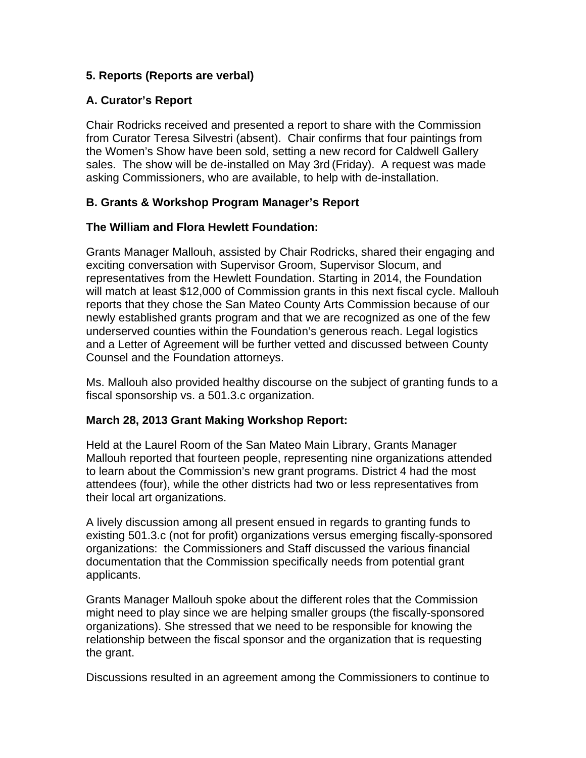**5. Reports (Reports are verbal)**

**A. Curator's Report**

Chair Rodricks received and presented a report to share with the Commission from Curator Teresa Silvestri (absent). Chair confirms that four paintings from the Women's Show have been sold, setting a new record for Caldwell Gallery sales. The show will be de-installed on May 3rd (Friday). A request was made asking Commissioners, who are available, to help with de-installation.

**B. Grants & Workshop Program Manager's Report**

**The William and Flora Hewlett Foundation:**

Grants Manager Mallouh, assisted by Chair Rodricks, shared their engaging and exciting conversation with Supervisor Groom, Supervisor Slocum, and representatives from the Hewlett Foundation. Starting in 2014, the Foundation will match at least $12,000 of Commission grants in this next fiscal cycle. Mallouh reports that they chose the San Mateo County Arts Commission because of our newly established grants program and that we are recognized as one of the few underserved counties within the Foundation's generous reach. Legal logistics and a Letter of Agreement will be further vetted and discussed between County Counsel and the Foundation attorneys.

Ms. Mallouh also provided healthy discourse on the subject of granting funds to a fiscal sponsorship vs. a 501.3.c organization.

**March 28, 2013 Grant Making Workshop Report:**

Held at the Laurel Room of the San Mateo Main Library, Grants Manager Mallouh reported that fourteen people, representing nine organizations attended to learn about the Commission's new grant programs. District 4 had the most attendees (four), while the other districts had two or less representatives from their local art organizations.

A lively discussion among all present ensued in regards to granting funds to existing 501.3.c (not for profit) organizations versus emerging fiscally-sponsored organizations: the Commissioners and Staff discussed the various financial documentation that the Commission specifically needs from potential grant applicants.

Grants Manager Mallouh spoke about the different roles that the Commission might need to play since we are helping smaller groups (the fiscally-sponsored organizations). She stressed that we need to be responsible for knowing the relationship between the fiscal sponsor and the organization that is requesting the grant.

Discussions resulted in an agreement among the Commissioners to continue to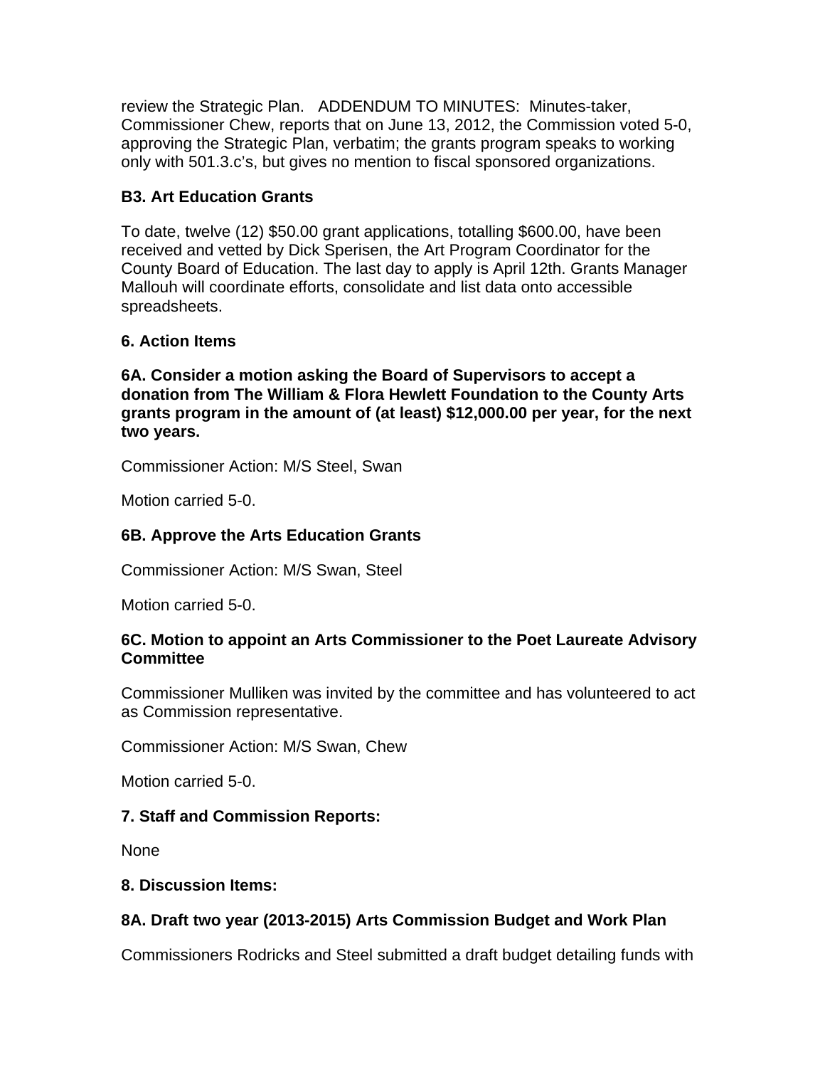review the Strategic Plan.   ADDENDUM TO MINUTES:  Minutes-taker, Commissioner Chew, reports that on June 13, 2012, the Commission voted 5-0, approving the Strategic Plan, verbatim; the grants program speaks to working only with 501.3.c's, but gives no mention to fiscal sponsored organizations.

**B3. Art Education Grants**

To date, twelve (12) $50.00 grant applications, totalling $600.00, have been received and vetted by Dick Sperisen, the Art Program Coordinator for the County Board of Education. The last day to apply is April 12th. Grants Manager Mallouh will coordinate efforts, consolidate and list data onto accessible spreadsheets.

**6. Action Items**

**6A. Consider a motion asking the Board of Supervisors to accept a donation from The William & Flora Hewlett Foundation to the County Arts grants program in the amount of (at least) $12,000.00 per year, for the next two years.**

Commissioner Action: M/S Steel, Swan

Motion carried 5-0.

**6B. Approve the Arts Education Grants**

Commissioner Action: M/S Swan, Steel

Motion carried 5-0.

**6C. Motion to appoint an Arts Commissioner to the Poet Laureate Advisory Committee**

Commissioner Mulliken was invited by the committee and has volunteered to act as Commission representative.

Commissioner Action: M/S Swan, Chew

Motion carried 5-0.

**7. Staff and Commission Reports:**

None

**8. Discussion Items:**

**8A. Draft two year (2013-2015) Arts Commission Budget and Work Plan**

Commissioners Rodricks and Steel submitted a draft budget detailing funds with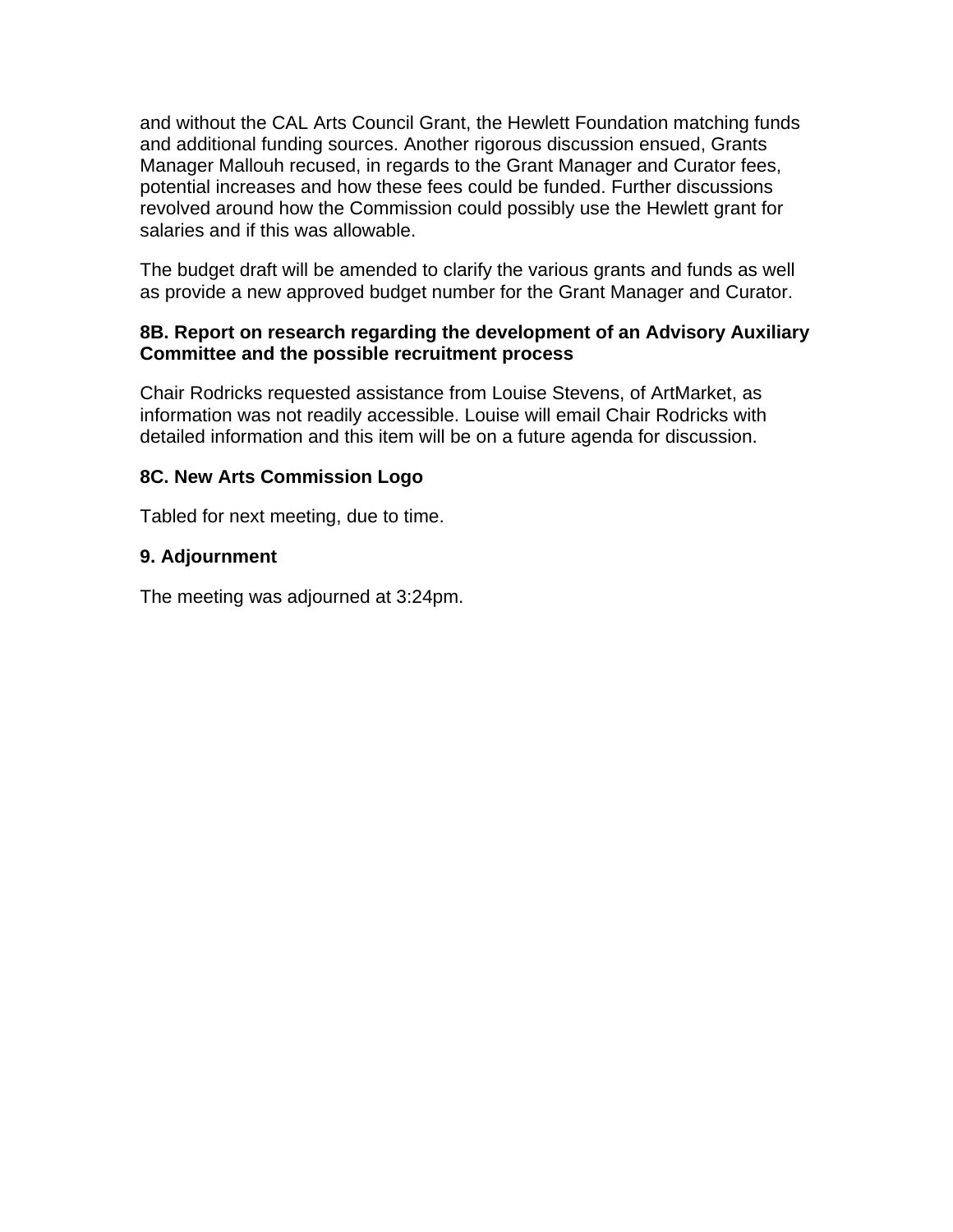and without the CAL Arts Council Grant, the Hewlett Foundation matching funds and additional funding sources. Another rigorous discussion ensued, Grants Manager Mallouh recused, in regards to the Grant Manager and Curator fees, potential increases and how these fees could be funded. Further discussions revolved around how the Commission could possibly use the Hewlett grant for salaries and if this was allowable.

The budget draft will be amended to clarify the various grants and funds as well as provide a new approved budget number for the Grant Manager and Curator.

**8B. Report on research regarding the development of an Advisory Auxiliary Committee and the possible recruitment process**

Chair Rodricks requested assistance from Louise Stevens, of ArtMarket, as information was not readily accessible. Louise will email Chair Rodricks with detailed information and this item will be on a future agenda for discussion.

**8C. New Arts Commission Logo**

Tabled for next meeting, due to time.

**9. Adjournment**

The meeting was adjourned at 3:24pm.